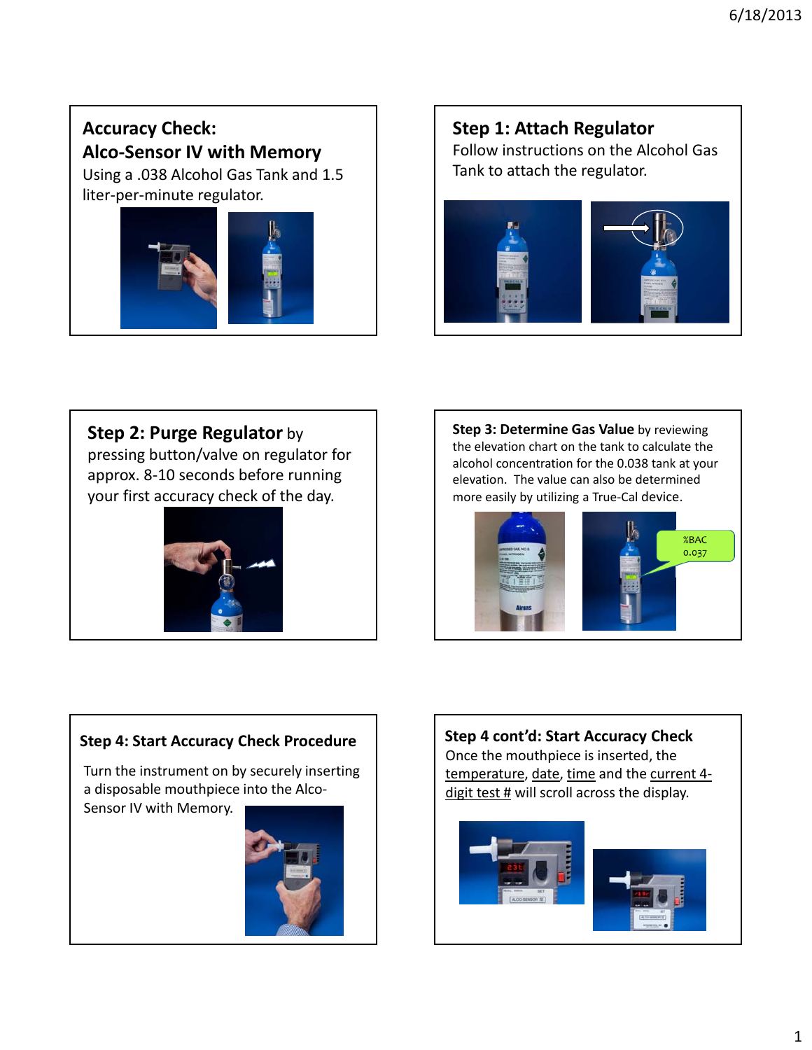## Accuracy Check: Alco-Sensor IV with Memory

Using a .038 Alcohol Gas Tank and 1.5 liter-per-minute regulator.

## Step 1: Attach Regulator

Follow instructions on the Alcohol Gas Tank to attach the regulator.

## Step 2: Purge Regulator

**Step 2: Purge Regulator** by pressing button/valve on regulator for approx. 8-10 seconds before running your first accuracy check of the day.

## Step 3: Determine Gas Value

**Step 3: Determine Gas Value** by reviewing the elevation chart on the tank to calculate the alcohol concentration for the 0.038 tank at your elevation. The value can also be determined more easily by utilizing a True-Cal device.

%BAC 0.037

## Step 4: Start Accuracy Check Procedure

Turn the instrument on by securely inserting a disposable mouthpiece into the Alco-Sensor IV with Memory.

## Step 4 cont'd: Start Accuracy Check

Once the mouthpiece is inserted, the temperature, date, time and the current 4-digit test # will scroll across the display.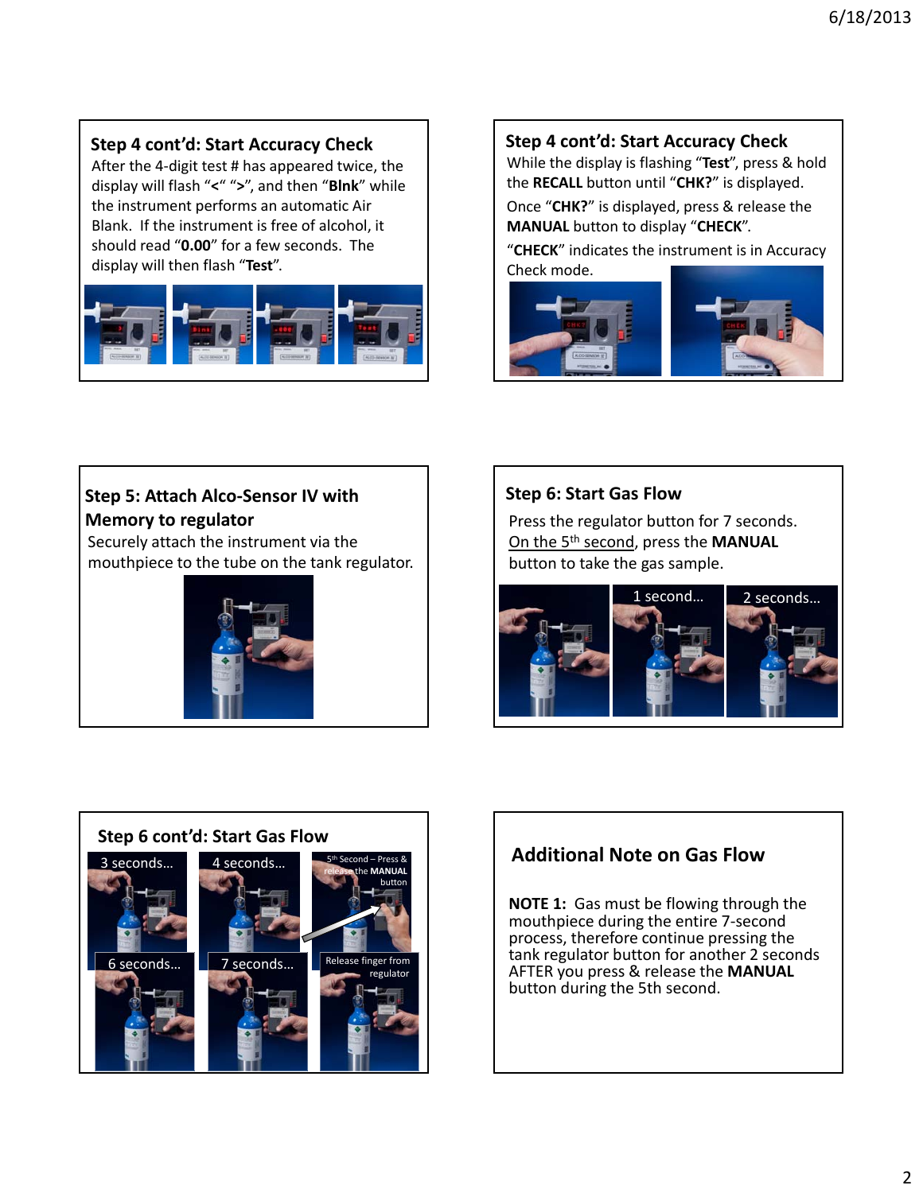## Step 4 cont'd: Start Accuracy Check

After the 4-digit test # has appeared twice, the display will flash "**<**" "**>**", and then "**Blnk**" while the instrument performs an automatic Air Blank. If the instrument is free of alcohol, it should read "**0.00**" for a few seconds. The display will then flash "**Test**".

## Step 4 cont'd: Start Accuracy Check

While the display is flashing "**Test**", press & hold the **RECALL** button until "**CHK?**" is displayed.

Once "**CHK?**" is displayed, press & release the **MANUAL** button to display "**CHECK**".

"**CHECK**" indicates the instrument is in Accuracy Check mode.

## Step 5: Attach Alco-Sensor IV with Memory to regulator

Securely attach the instrument via the mouthpiece to the tube on the tank regulator.

## Step 6: Start Gas Flow

Press the regulator button for 7 seconds. On the 5th second, press the **MANUAL** button to take the gas sample.

1 second…

2 seconds…

## Step 6 cont'd: Start Gas Flow

3 seconds…

4 seconds…

5th Second – Press & release the **MANUAL** button

6 seconds…

7 seconds…

Release finger from regulator

## Additional Note on Gas Flow

**NOTE 1:** Gas must be flowing through the mouthpiece during the entire 7-second process, therefore continue pressing the tank regulator button for another 2 seconds AFTER you press & release the **MANUAL** button during the 5th second.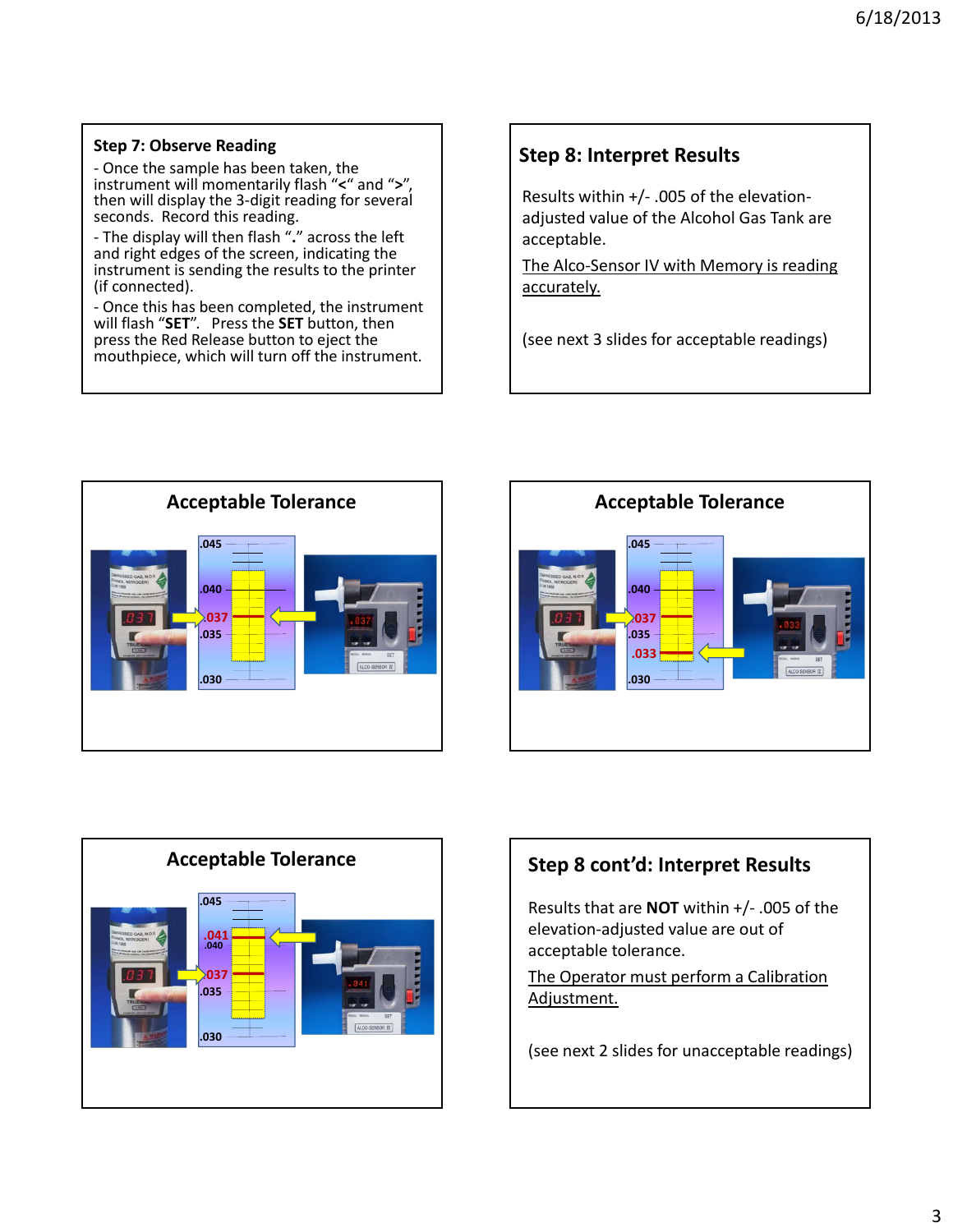## Step 7: Observe Reading

- Once the sample has been taken, the instrument will momentarily flash "<" and ">", then will display the 3-digit reading for several seconds. Record this reading.
- The display will then flash "." across the left and right edges of the screen, indicating the instrument is sending the results to the printer (if connected).
- Once this has been completed, the instrument will flash "**SET**". Press the **SET** button, then press the Red Release button to eject the mouthpiece, which will turn off the instrument.

## Step 8: Interpret Results

Results within +/- .005 of the elevation-adjusted value of the Alcohol Gas Tank are acceptable.

The Alco-Sensor IV with Memory is reading accurately.

(see next 3 slides for acceptable readings)

## Acceptable Tolerance

.045

.040

.037

.035

.030

## Acceptable Tolerance

.045

.040

.037

.035

.033

.030

## Acceptable Tolerance

.045

.041

.040

.037

.035

.030

## Step 8 cont'd: Interpret Results

Results that are **NOT** within +/- .005 of the elevation-adjusted value are out of acceptable tolerance.

The Operator must perform a Calibration Adjustment.

(see next 2 slides for unacceptable readings)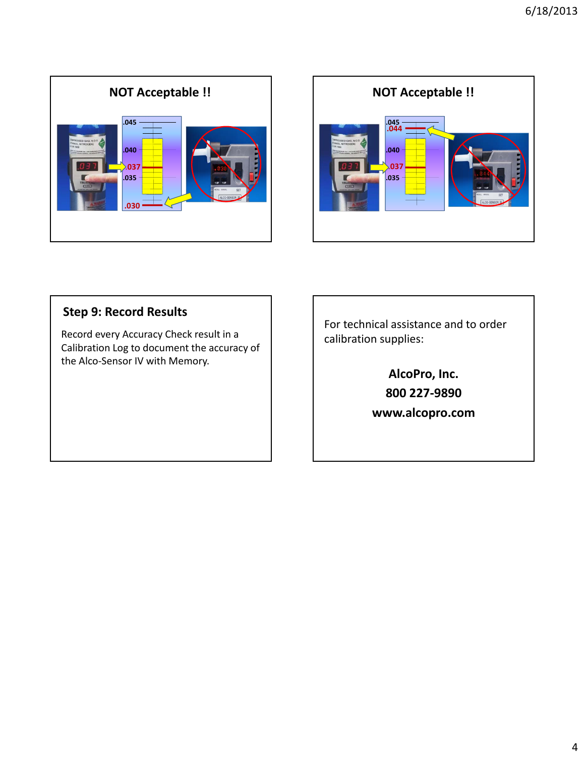## NOT Acceptable !!

.045

.040

.037

.035

.030

## NOT Acceptable !!

.045

.044

.040

.037

.035

## Step 9: Record Results

Record every Accuracy Check result in a Calibration Log to document the accuracy of the Alco-Sensor IV with Memory.

For technical assistance and to order calibration supplies:

**AlcoPro, Inc.**

**800 227-9890**

**www.alcopro.com**